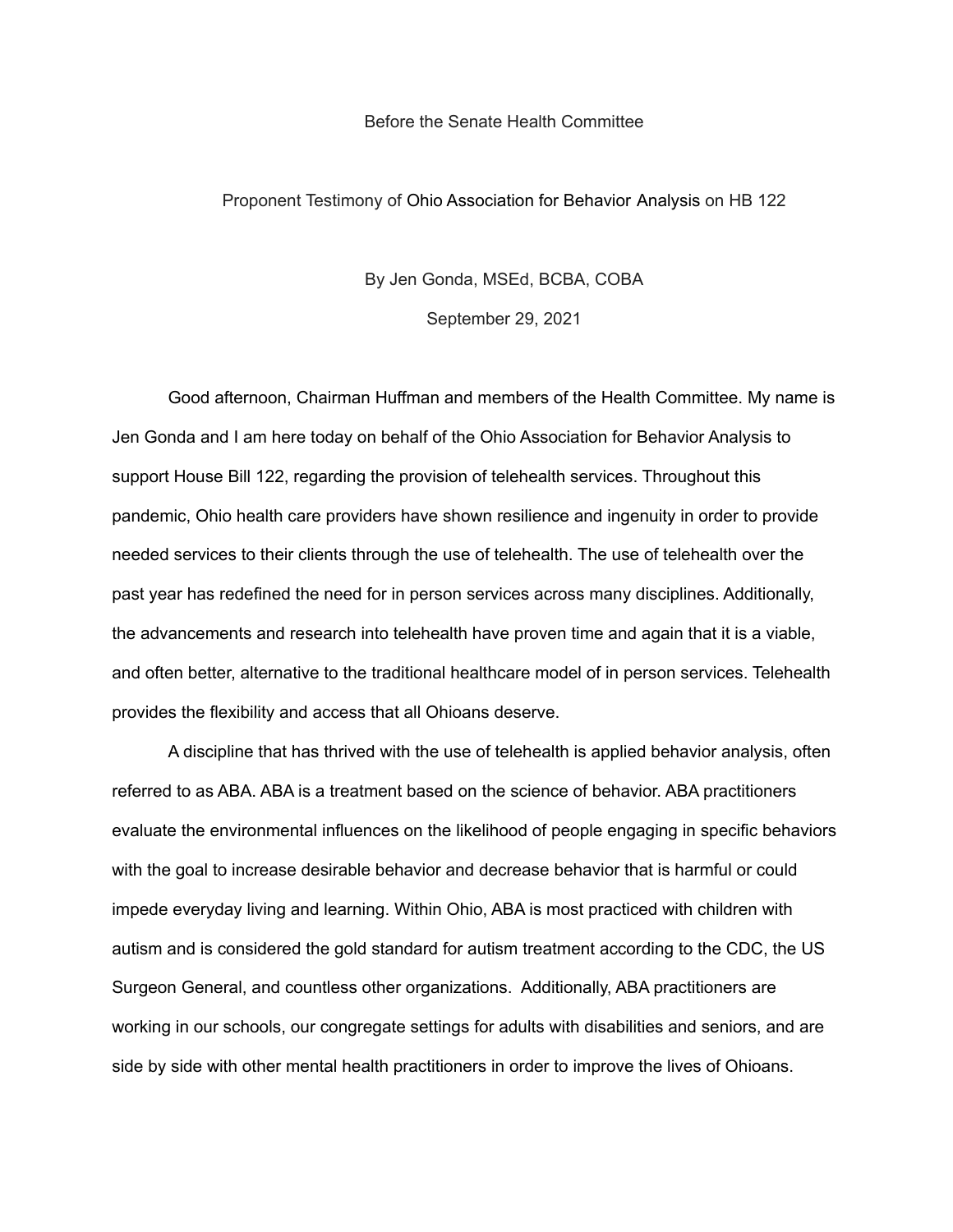Before the Senate Health Committee

Proponent Testimony of Ohio Association for Behavior Analysis on HB 122

By Jen Gonda, MSEd, BCBA, COBA

September 29, 2021

Good afternoon, Chairman Huffman and members of the Health Committee. My name is Jen Gonda and I am here today on behalf of the Ohio Association for Behavior Analysis to support House Bill 122, regarding the provision of telehealth services. Throughout this pandemic, Ohio health care providers have shown resilience and ingenuity in order to provide needed services to their clients through the use of telehealth. The use of telehealth over the past year has redefined the need for in person services across many disciplines. Additionally, the advancements and research into telehealth have proven time and again that it is a viable, and often better, alternative to the traditional healthcare model of in person services. Telehealth provides the flexibility and access that all Ohioans deserve.

A discipline that has thrived with the use of telehealth is applied behavior analysis, often referred to as ABA. ABA is a treatment based on the science of behavior. ABA practitioners evaluate the environmental influences on the likelihood of people engaging in specific behaviors with the goal to increase desirable behavior and decrease behavior that is harmful or could impede everyday living and learning. Within Ohio, ABA is most practiced with children with autism and is considered the gold standard for autism treatment according to the CDC, the US Surgeon General, and countless other organizations. Additionally, ABA practitioners are working in our schools, our congregate settings for adults with disabilities and seniors, and are side by side with other mental health practitioners in order to improve the lives of Ohioans.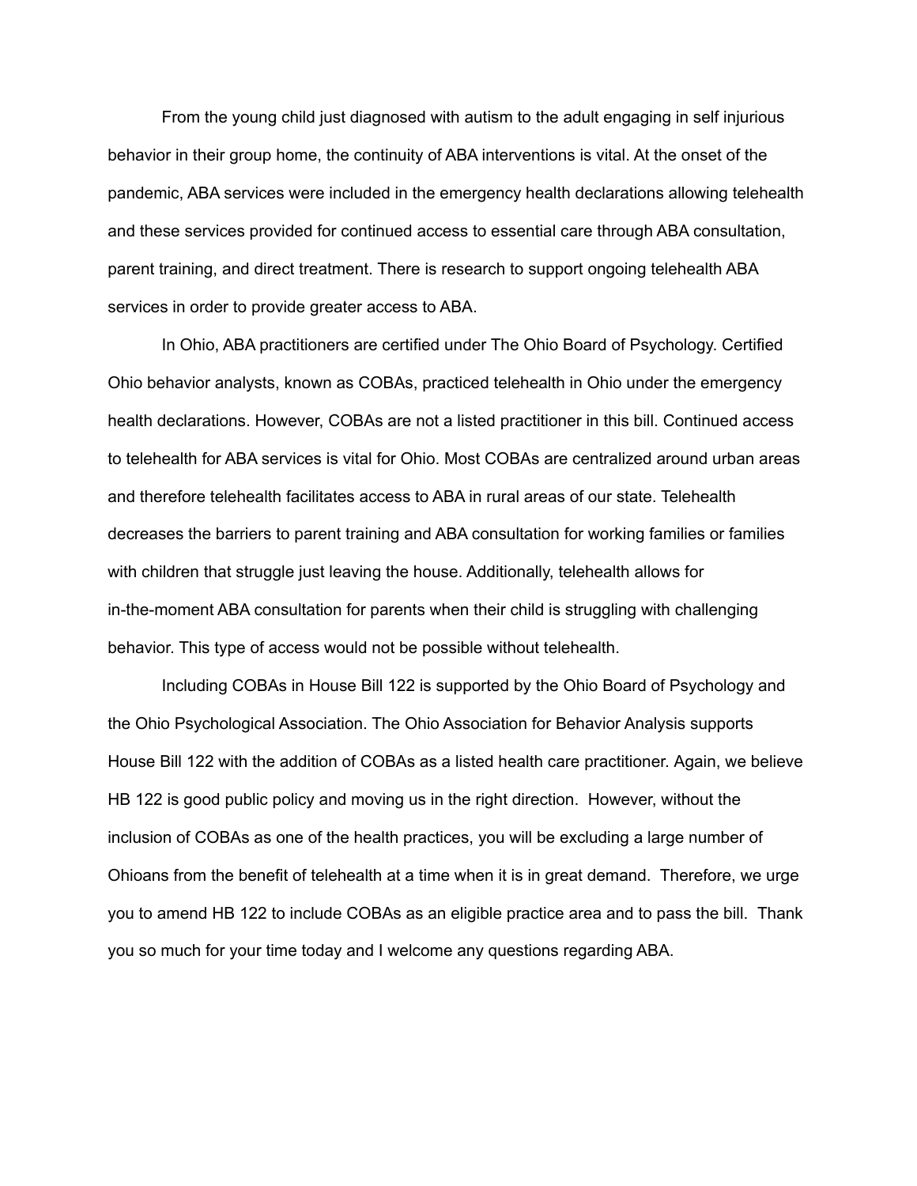From the young child just diagnosed with autism to the adult engaging in self injurious behavior in their group home, the continuity of ABA interventions is vital. At the onset of the pandemic, ABA services were included in the emergency health declarations allowing telehealth and these services provided for continued access to essential care through ABA consultation, parent training, and direct treatment. There is research to support ongoing telehealth ABA services in order to provide greater access to ABA.

In Ohio, ABA practitioners are certified under The Ohio Board of Psychology. Certified Ohio behavior analysts, known as COBAs, practiced telehealth in Ohio under the emergency health declarations. However, COBAs are not a listed practitioner in this bill. Continued access to telehealth for ABA services is vital for Ohio. Most COBAs are centralized around urban areas and therefore telehealth facilitates access to ABA in rural areas of our state. Telehealth decreases the barriers to parent training and ABA consultation for working families or families with children that struggle just leaving the house. Additionally, telehealth allows for in-the-moment ABA consultation for parents when their child is struggling with challenging behavior. This type of access would not be possible without telehealth.

Including COBAs in House Bill 122 is supported by the Ohio Board of Psychology and the Ohio Psychological Association. The Ohio Association for Behavior Analysis supports House Bill 122 with the addition of COBAs as a listed health care practitioner. Again, we believe HB 122 is good public policy and moving us in the right direction. However, without the inclusion of COBAs as one of the health practices, you will be excluding a large number of Ohioans from the benefit of telehealth at a time when it is in great demand. Therefore, we urge you to amend HB 122 to include COBAs as an eligible practice area and to pass the bill. Thank you so much for your time today and I welcome any questions regarding ABA.